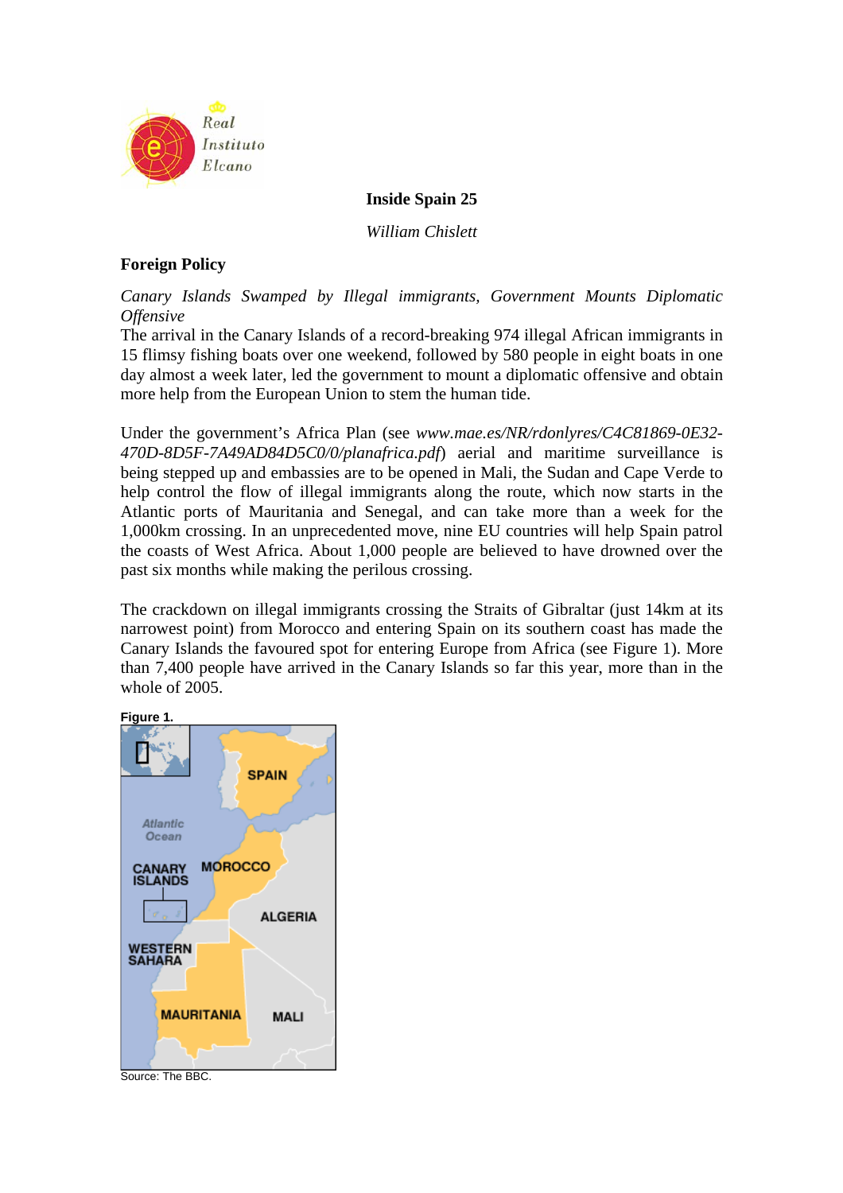# Inside Spain 25

*William Chislett*

## Foreign Policy

*Canary Islands Swamped by Illegal immigrants, Government Mounts Diplomatic Offensive*

The arrival in the Canary Islands of a record-breaking 974 illegal African immigrants in 15 flimsy fishing boats over one weekend, followed by 580 people in eight boats in one day almost a week later, led the government to mount a diplomatic offensive and obtain more help from the European Union to stem the human tide.

Under the government's Africa Plan (see *www.mae.es/NR/rdonlyres/C4C81869-0E32-470D-8D5F-7A49AD84D5C0/0/planafrica.pdf*) aerial and maritime surveillance is being stepped up and embassies are to be opened in Mali, the Sudan and Cape Verde to help control the flow of illegal immigrants along the route, which now starts in the Atlantic ports of Mauritania and Senegal, and can take more than a week for the 1,000km crossing. In an unprecedented move, nine EU countries will help Spain patrol the coasts of West Africa. About 1,000 people are believed to have drowned over the past six months while making the perilous crossing.

The crackdown on illegal immigrants crossing the Straits of Gibraltar (just 14km at its narrowest point) from Morocco and entering Spain on its southern coast has made the Canary Islands the favoured spot for entering Europe from Africa (see Figure 1). More than 7,400 people have arrived in the Canary Islands so far this year, more than in the whole of 2005.

**Figure 1.**

Source: The BBC.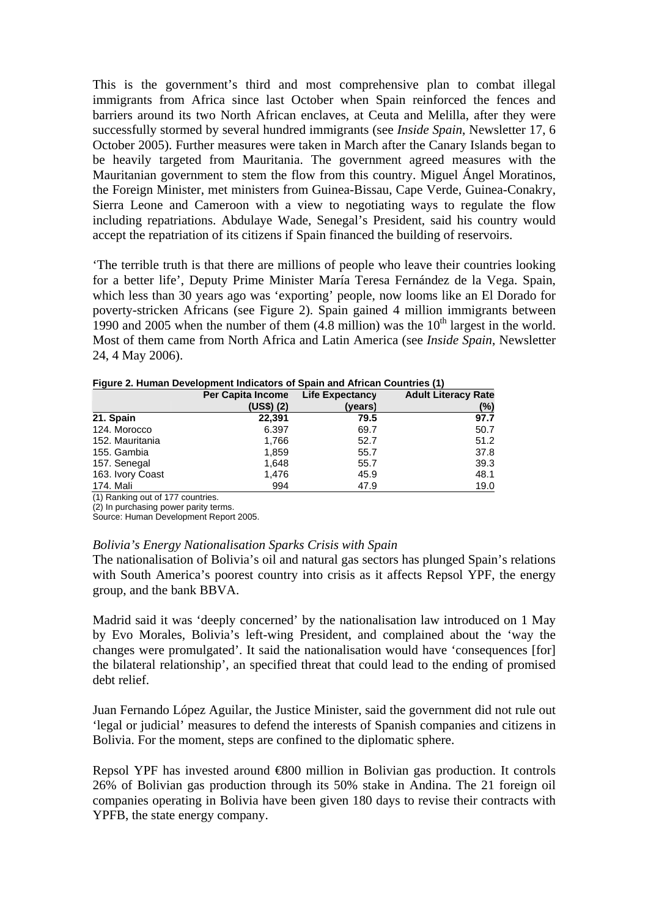This is the government's third and most comprehensive plan to combat illegal immigrants from Africa since last October when Spain reinforced the fences and barriers around its two North African enclaves, at Ceuta and Melilla, after they were successfully stormed by several hundred immigrants (see *Inside Spain*, Newsletter 17, 6 October 2005). Further measures were taken in March after the Canary Islands began to be heavily targeted from Mauritania. The government agreed measures with the Mauritanian government to stem the flow from this country. Miguel Ángel Moratinos, the Foreign Minister, met ministers from Guinea-Bissau, Cape Verde, Guinea-Conakry, Sierra Leone and Cameroon with a view to negotiating ways to regulate the flow including repatriations. Abdulaye Wade, Senegal's President, said his country would accept the repatriation of its citizens if Spain financed the building of reservoirs.

'The terrible truth is that there are millions of people who leave their countries looking for a better life', Deputy Prime Minister María Teresa Fernández de la Vega. Spain, which less than 30 years ago was 'exporting' people, now looms like an El Dorado for poverty-stricken Africans (see Figure 2). Spain gained 4 million immigrants between 1990 and 2005 when the number of them (4.8 million) was the 10th largest in the world. Most of them came from North Africa and Latin America (see *Inside Spain*, Newsletter 24, 4 May 2006).

**Figure 2. Human Development Indicators of Spain and African Countries (1)**

| | Per Capita Income (US$) (2) | Life Expectancy (years) | Adult Literacy Rate (%) |
|---|---|---|---|
| **21. Spain** | **22,391** | **79.5** | **97.7** |
| 124. Morocco | 6.397 | 69.7 | 50.7 |
| 152. Mauritania | 1,766 | 52.7 | 51.2 |
| 155. Gambia | 1,859 | 55.7 | 37.8 |
| 157. Senegal | 1,648 | 55.7 | 39.3 |
| 163. Ivory Coast | 1,476 | 45.9 | 48.1 |
| 174. Mali | 994 | 47.9 | 19.0 |

(1) Ranking out of 177 countries.
(2) In purchasing power parity terms.
Source: Human Development Report 2005.

*Bolivia's Energy Nationalisation Sparks Crisis with Spain*

The nationalisation of Bolivia's oil and natural gas sectors has plunged Spain's relations with South America's poorest country into crisis as it affects Repsol YPF, the energy group, and the bank BBVA.

Madrid said it was 'deeply concerned' by the nationalisation law introduced on 1 May by Evo Morales, Bolivia's left-wing President, and complained about the 'way the changes were promulgated'. It said the nationalisation would have 'consequences [for] the bilateral relationship', an specified threat that could lead to the ending of promised debt relief.

Juan Fernando López Aguilar, the Justice Minister, said the government did not rule out 'legal or judicial' measures to defend the interests of Spanish companies and citizens in Bolivia. For the moment, steps are confined to the diplomatic sphere.

Repsol YPF has invested around €800 million in Bolivian gas production. It controls 26% of Bolivian gas production through its 50% stake in Andina. The 21 foreign oil companies operating in Bolivia have been given 180 days to revise their contracts with YPFB, the state energy company.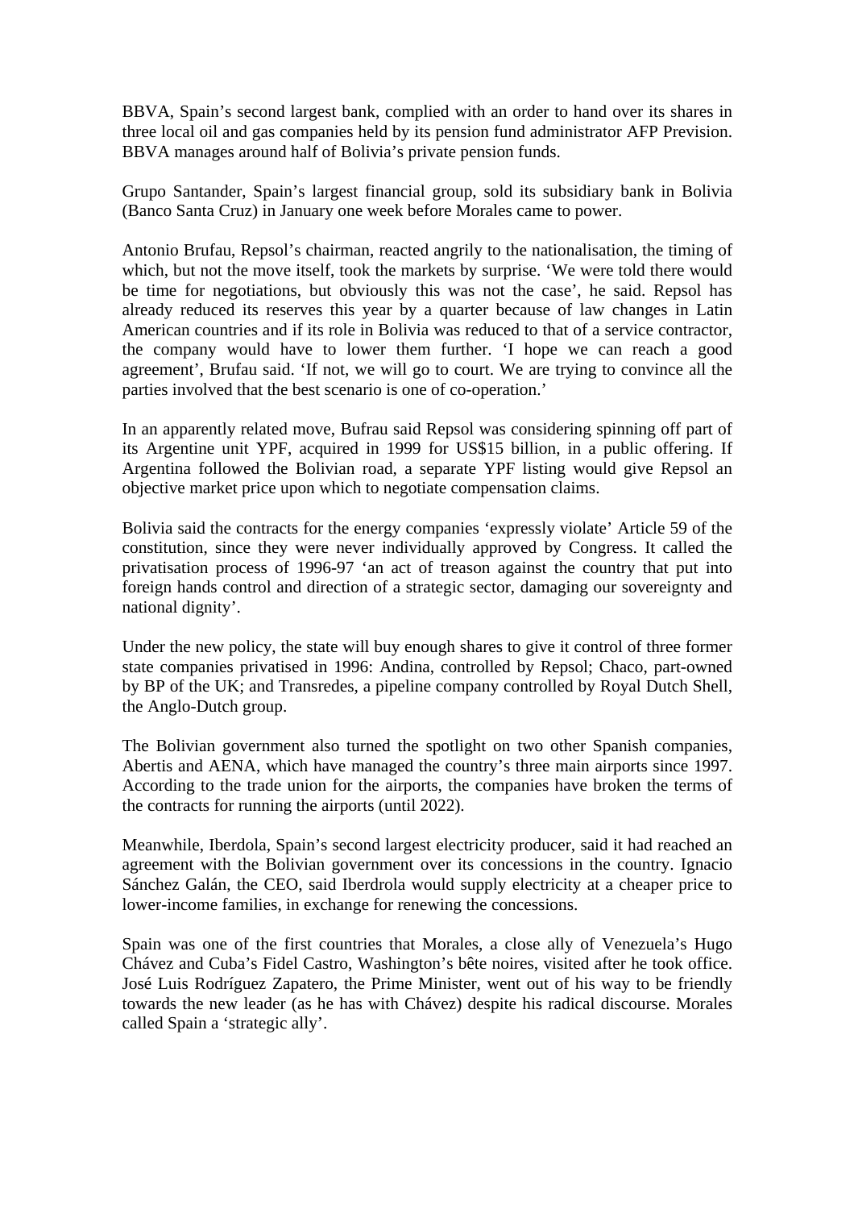BBVA, Spain's second largest bank, complied with an order to hand over its shares in three local oil and gas companies held by its pension fund administrator AFP Prevision. BBVA manages around half of Bolivia's private pension funds.

Grupo Santander, Spain's largest financial group, sold its subsidiary bank in Bolivia (Banco Santa Cruz) in January one week before Morales came to power.

Antonio Brufau, Repsol's chairman, reacted angrily to the nationalisation, the timing of which, but not the move itself, took the markets by surprise. 'We were told there would be time for negotiations, but obviously this was not the case', he said. Repsol has already reduced its reserves this year by a quarter because of law changes in Latin American countries and if its role in Bolivia was reduced to that of a service contractor, the company would have to lower them further. 'I hope we can reach a good agreement', Brufau said. 'If not, we will go to court. We are trying to convince all the parties involved that the best scenario is one of co-operation.'

In an apparently related move, Bufrau said Repsol was considering spinning off part of its Argentine unit YPF, acquired in 1999 for US$15 billion, in a public offering. If Argentina followed the Bolivian road, a separate YPF listing would give Repsol an objective market price upon which to negotiate compensation claims.

Bolivia said the contracts for the energy companies 'expressly violate' Article 59 of the constitution, since they were never individually approved by Congress. It called the privatisation process of 1996-97 'an act of treason against the country that put into foreign hands control and direction of a strategic sector, damaging our sovereignty and national dignity'.

Under the new policy, the state will buy enough shares to give it control of three former state companies privatised in 1996: Andina, controlled by Repsol; Chaco, part-owned by BP of the UK; and Transredes, a pipeline company controlled by Royal Dutch Shell, the Anglo-Dutch group.

The Bolivian government also turned the spotlight on two other Spanish companies, Abertis and AENA, which have managed the country's three main airports since 1997. According to the trade union for the airports, the companies have broken the terms of the contracts for running the airports (until 2022).

Meanwhile, Iberdola, Spain's second largest electricity producer, said it had reached an agreement with the Bolivian government over its concessions in the country. Ignacio Sánchez Galán, the CEO, said Iberdrola would supply electricity at a cheaper price to lower-income families, in exchange for renewing the concessions.

Spain was one of the first countries that Morales, a close ally of Venezuela's Hugo Chávez and Cuba's Fidel Castro, Washington's bête noires, visited after he took office. José Luis Rodríguez Zapatero, the Prime Minister, went out of his way to be friendly towards the new leader (as he has with Chávez) despite his radical discourse. Morales called Spain a 'strategic ally'.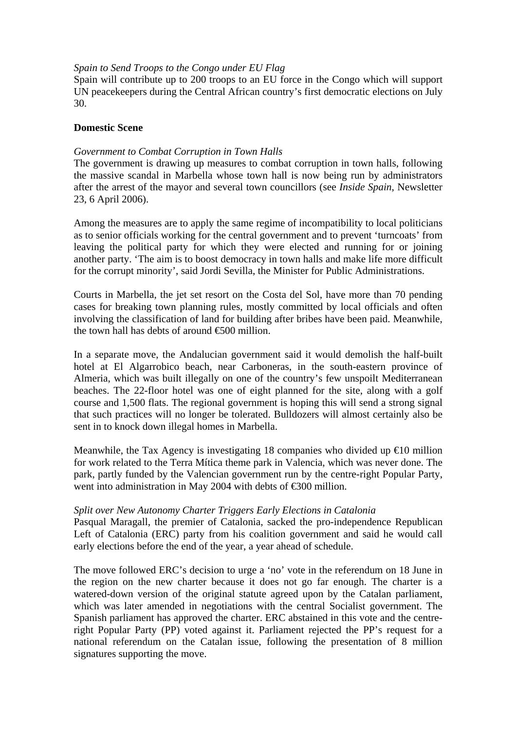*Spain to Send Troops to the Congo under EU Flag*
Spain will contribute up to 200 troops to an EU force in the Congo which will support UN peacekeepers during the Central African country's first democratic elections on July 30.

**Domestic Scene**

*Government to Combat Corruption in Town Halls*
The government is drawing up measures to combat corruption in town halls, following the massive scandal in Marbella whose town hall is now being run by administrators after the arrest of the mayor and several town councillors (see *Inside Spain*, Newsletter 23, 6 April 2006).

Among the measures are to apply the same regime of incompatibility to local politicians as to senior officials working for the central government and to prevent 'turncoats' from leaving the political party for which they were elected and running for or joining another party. 'The aim is to boost democracy in town halls and make life more difficult for the corrupt minority', said Jordi Sevilla, the Minister for Public Administrations.

Courts in Marbella, the jet set resort on the Costa del Sol, have more than 70 pending cases for breaking town planning rules, mostly committed by local officials and often involving the classification of land for building after bribes have been paid. Meanwhile, the town hall has debts of around €500 million.

In a separate move, the Andalucian government said it would demolish the half-built hotel at El Algarrobico beach, near Carboneras, in the south-eastern province of Almeria, which was built illegally on one of the country's few unspoilt Mediterranean beaches. The 22-floor hotel was one of eight planned for the site, along with a golf course and 1,500 flats. The regional government is hoping this will send a strong signal that such practices will no longer be tolerated. Bulldozers will almost certainly also be sent in to knock down illegal homes in Marbella.

Meanwhile, the Tax Agency is investigating 18 companies who divided up €10 million for work related to the Terra Mítica theme park in Valencia, which was never done. The park, partly funded by the Valencian government run by the centre-right Popular Party, went into administration in May 2004 with debts of €300 million.

*Split over New Autonomy Charter Triggers Early Elections in Catalonia*
Pasqual Maragall, the premier of Catalonia, sacked the pro-independence Republican Left of Catalonia (ERC) party from his coalition government and said he would call early elections before the end of the year, a year ahead of schedule.

The move followed ERC's decision to urge a 'no' vote in the referendum on 18 June in the region on the new charter because it does not go far enough. The charter is a watered-down version of the original statute agreed upon by the Catalan parliament, which was later amended in negotiations with the central Socialist government. The Spanish parliament has approved the charter. ERC abstained in this vote and the centre-right Popular Party (PP) voted against it. Parliament rejected the PP's request for a national referendum on the Catalan issue, following the presentation of 8 million signatures supporting the move.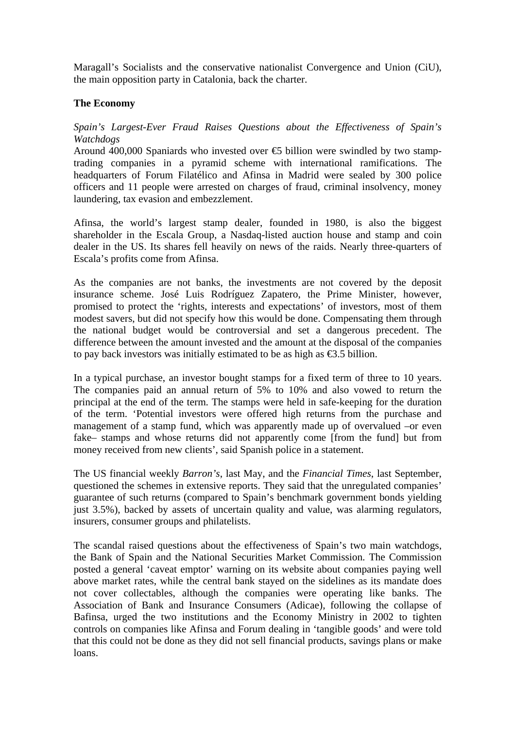Maragall's Socialists and the conservative nationalist Convergence and Union (CiU), the main opposition party in Catalonia, back the charter.

**The Economy**

*Spain's Largest-Ever Fraud Raises Questions about the Effectiveness of Spain's Watchdogs*

Around 400,000 Spaniards who invested over €5 billion were swindled by two stamp-trading companies in a pyramid scheme with international ramifications. The headquarters of Forum Filatélico and Afinsa in Madrid were sealed by 300 police officers and 11 people were arrested on charges of fraud, criminal insolvency, money laundering, tax evasion and embezzlement.

Afinsa, the world's largest stamp dealer, founded in 1980, is also the biggest shareholder in the Escala Group, a Nasdaq-listed auction house and stamp and coin dealer in the US. Its shares fell heavily on news of the raids. Nearly three-quarters of Escala's profits come from Afinsa.

As the companies are not banks, the investments are not covered by the deposit insurance scheme. José Luis Rodríguez Zapatero, the Prime Minister, however, promised to protect the 'rights, interests and expectations' of investors, most of them modest savers, but did not specify how this would be done. Compensating them through the national budget would be controversial and set a dangerous precedent. The difference between the amount invested and the amount at the disposal of the companies to pay back investors was initially estimated to be as high as €3.5 billion.

In a typical purchase, an investor bought stamps for a fixed term of three to 10 years. The companies paid an annual return of 5% to 10% and also vowed to return the principal at the end of the term. The stamps were held in safe-keeping for the duration of the term. 'Potential investors were offered high returns from the purchase and management of a stamp fund, which was apparently made up of overvalued –or even fake– stamps and whose returns did not apparently come [from the fund] but from money received from new clients', said Spanish police in a statement.

The US financial weekly *Barron's*, last May, and the *Financial Times*, last September, questioned the schemes in extensive reports. They said that the unregulated companies' guarantee of such returns (compared to Spain's benchmark government bonds yielding just 3.5%), backed by assets of uncertain quality and value, was alarming regulators, insurers, consumer groups and philatelists.

The scandal raised questions about the effectiveness of Spain's two main watchdogs, the Bank of Spain and the National Securities Market Commission. The Commission posted a general 'caveat emptor' warning on its website about companies paying well above market rates, while the central bank stayed on the sidelines as its mandate does not cover collectables, although the companies were operating like banks. The Association of Bank and Insurance Consumers (Adicae), following the collapse of Bafinsa, urged the two institutions and the Economy Ministry in 2002 to tighten controls on companies like Afinsa and Forum dealing in 'tangible goods' and were told that this could not be done as they did not sell financial products, savings plans or make loans.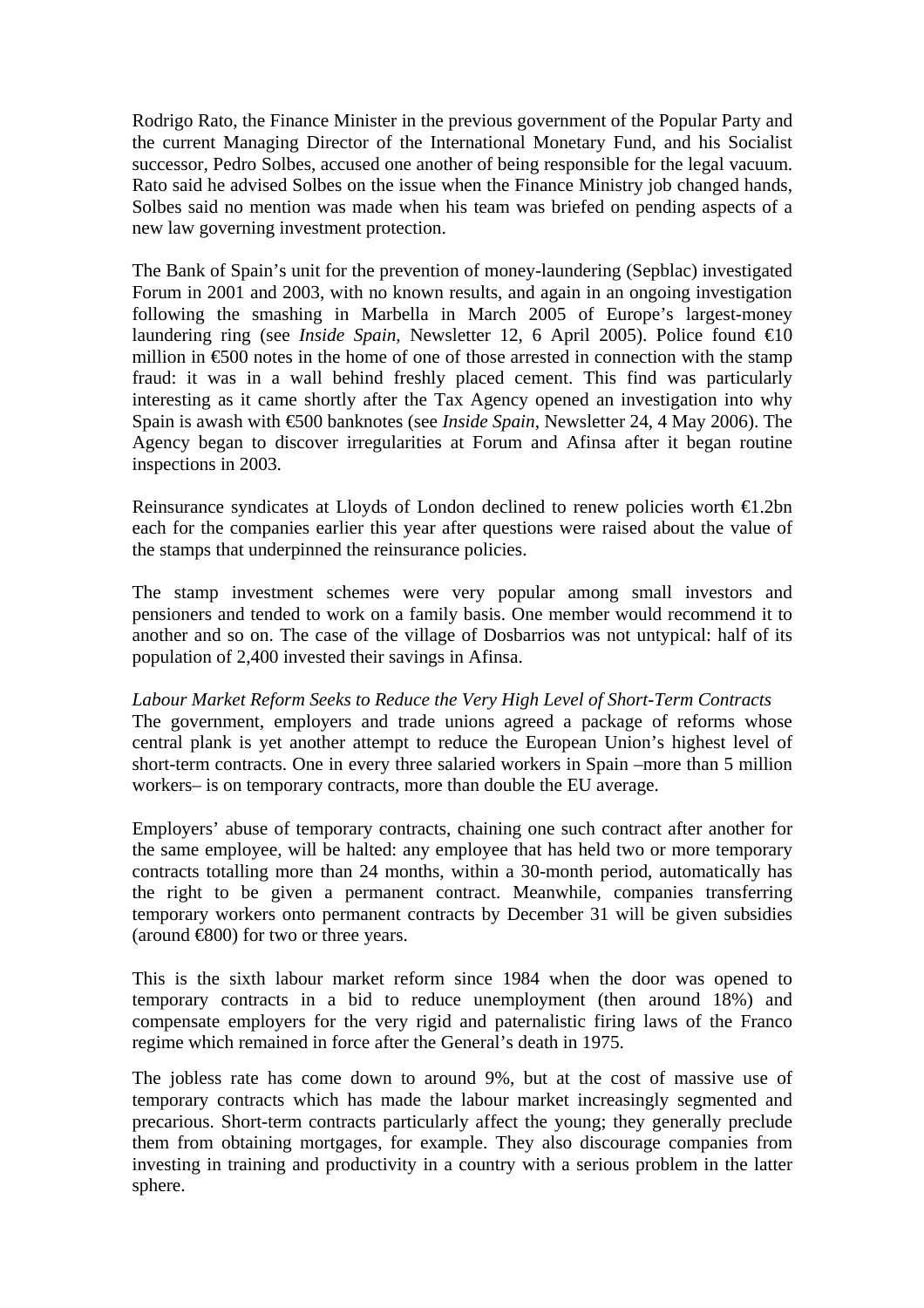Rodrigo Rato, the Finance Minister in the previous government of the Popular Party and the current Managing Director of the International Monetary Fund, and his Socialist successor, Pedro Solbes, accused one another of being responsible for the legal vacuum. Rato said he advised Solbes on the issue when the Finance Ministry job changed hands, Solbes said no mention was made when his team was briefed on pending aspects of a new law governing investment protection.

The Bank of Spain's unit for the prevention of money-laundering (Sepblac) investigated Forum in 2001 and 2003, with no known results, and again in an ongoing investigation following the smashing in Marbella in March 2005 of Europe's largest-money laundering ring (see *Inside Spain*, Newsletter 12, 6 April 2005). Police found €10 million in €500 notes in the home of one of those arrested in connection with the stamp fraud: it was in a wall behind freshly placed cement. This find was particularly interesting as it came shortly after the Tax Agency opened an investigation into why Spain is awash with €500 banknotes (see *Inside Spain*, Newsletter 24, 4 May 2006). The Agency began to discover irregularities at Forum and Afinsa after it began routine inspections in 2003.

Reinsurance syndicates at Lloyds of London declined to renew policies worth €1.2bn each for the companies earlier this year after questions were raised about the value of the stamps that underpinned the reinsurance policies.

The stamp investment schemes were very popular among small investors and pensioners and tended to work on a family basis. One member would recommend it to another and so on. The case of the village of Dosbarrios was not untypical: half of its population of 2,400 invested their savings in Afinsa.

*Labour Market Reform Seeks to Reduce the Very High Level of Short-Term Contracts*

The government, employers and trade unions agreed a package of reforms whose central plank is yet another attempt to reduce the European Union's highest level of short-term contracts. One in every three salaried workers in Spain –more than 5 million workers– is on temporary contracts, more than double the EU average.

Employers' abuse of temporary contracts, chaining one such contract after another for the same employee, will be halted: any employee that has held two or more temporary contracts totalling more than 24 months, within a 30-month period, automatically has the right to be given a permanent contract. Meanwhile, companies transferring temporary workers onto permanent contracts by December 31 will be given subsidies (around €800) for two or three years.

This is the sixth labour market reform since 1984 when the door was opened to temporary contracts in a bid to reduce unemployment (then around 18%) and compensate employers for the very rigid and paternalistic firing laws of the Franco regime which remained in force after the General's death in 1975.

The jobless rate has come down to around 9%, but at the cost of massive use of temporary contracts which has made the labour market increasingly segmented and precarious. Short-term contracts particularly affect the young; they generally preclude them from obtaining mortgages, for example. They also discourage companies from investing in training and productivity in a country with a serious problem in the latter sphere.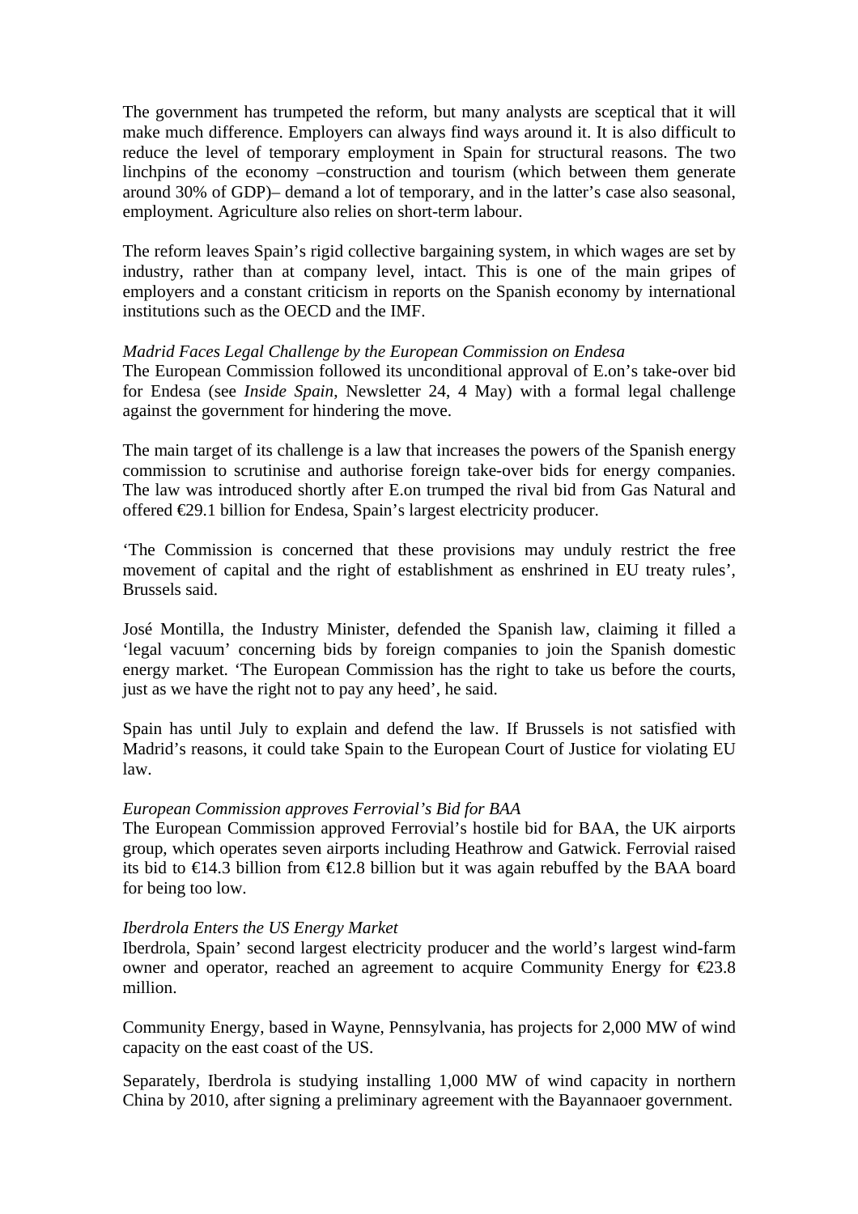The government has trumpeted the reform, but many analysts are sceptical that it will make much difference. Employers can always find ways around it. It is also difficult to reduce the level of temporary employment in Spain for structural reasons. The two linchpins of the economy –construction and tourism (which between them generate around 30% of GDP)– demand a lot of temporary, and in the latter's case also seasonal, employment. Agriculture also relies on short-term labour.

The reform leaves Spain's rigid collective bargaining system, in which wages are set by industry, rather than at company level, intact. This is one of the main gripes of employers and a constant criticism in reports on the Spanish economy by international institutions such as the OECD and the IMF.

*Madrid Faces Legal Challenge by the European Commission on Endesa*
The European Commission followed its unconditional approval of E.on's take-over bid for Endesa (see *Inside Spain*, Newsletter 24, 4 May) with a formal legal challenge against the government for hindering the move.

The main target of its challenge is a law that increases the powers of the Spanish energy commission to scrutinise and authorise foreign take-over bids for energy companies. The law was introduced shortly after E.on trumped the rival bid from Gas Natural and offered €29.1 billion for Endesa, Spain's largest electricity producer.

'The Commission is concerned that these provisions may unduly restrict the free movement of capital and the right of establishment as enshrined in EU treaty rules', Brussels said.

José Montilla, the Industry Minister, defended the Spanish law, claiming it filled a 'legal vacuum' concerning bids by foreign companies to join the Spanish domestic energy market. 'The European Commission has the right to take us before the courts, just as we have the right not to pay any heed', he said.

Spain has until July to explain and defend the law. If Brussels is not satisfied with Madrid's reasons, it could take Spain to the European Court of Justice for violating EU law.

*European Commission approves Ferrovial's Bid for BAA*
The European Commission approved Ferrovial's hostile bid for BAA, the UK airports group, which operates seven airports including Heathrow and Gatwick. Ferrovial raised its bid to €14.3 billion from €12.8 billion but it was again rebuffed by the BAA board for being too low.

*Iberdrola Enters the US Energy Market*
Iberdrola, Spain' second largest electricity producer and the world's largest wind-farm owner and operator, reached an agreement to acquire Community Energy for €23.8 million.

Community Energy, based in Wayne, Pennsylvania, has projects for 2,000 MW of wind capacity on the east coast of the US.

Separately, Iberdrola is studying installing 1,000 MW of wind capacity in northern China by 2010, after signing a preliminary agreement with the Bayannaoer government.